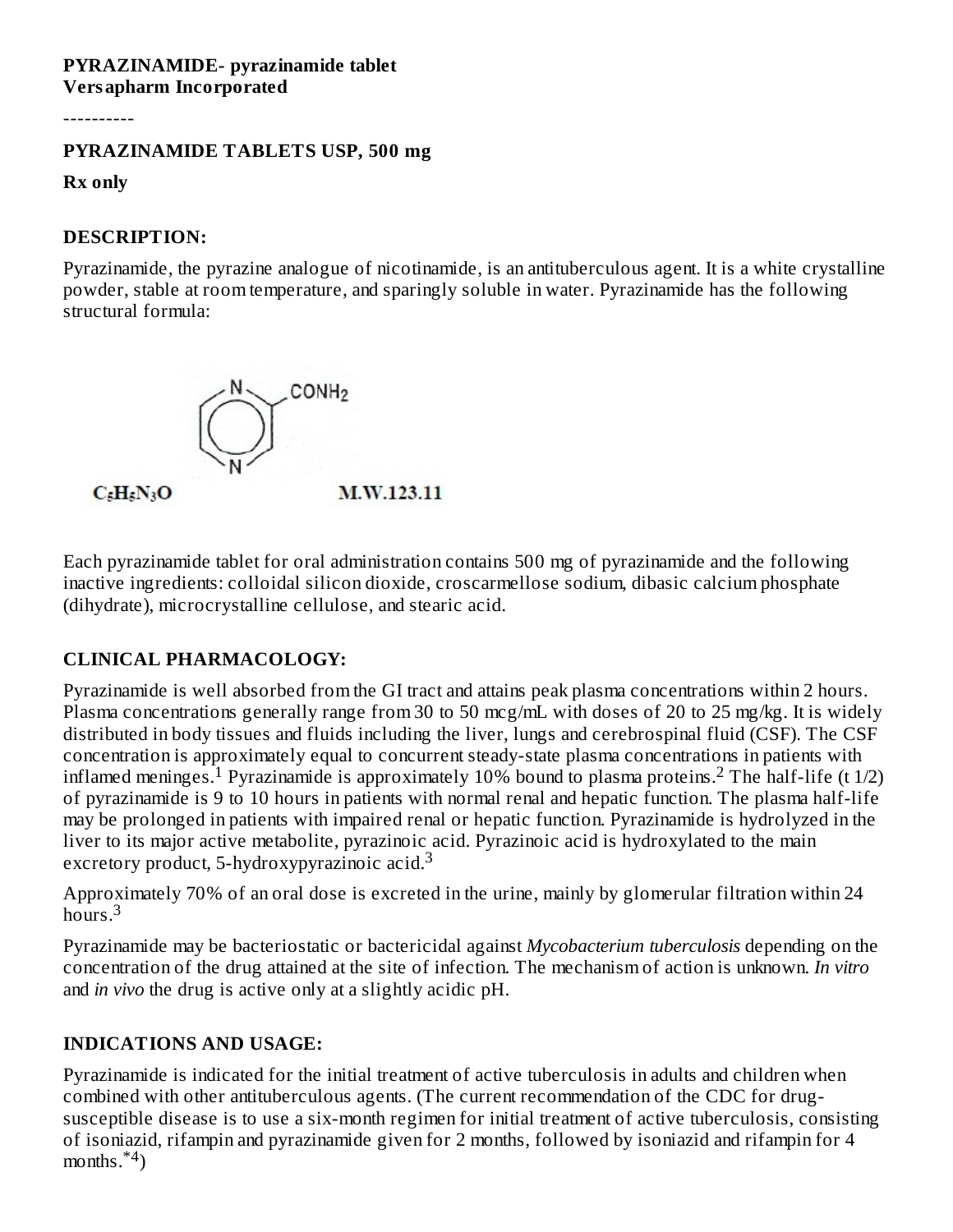**PYRAZINAMIDE- pyrazinamide tablet**
**Versapharm Incorporated**

----------

**PYRAZINAMIDE TABLETS USP, 500 mg**

**Rx only**

## DESCRIPTION:

Pyrazinamide, the pyrazine analogue of nicotinamide, is an antituberculous agent. It is a white crystalline powder, stable at room temperature, and sparingly soluble in water. Pyrazinamide has the following structural formula:

$C_5H_5N_3O$ M.W.123.11

Each pyrazinamide tablet for oral administration contains 500 mg of pyrazinamide and the following inactive ingredients: colloidal silicon dioxide, croscarmellose sodium, dibasic calcium phosphate (dihydrate), microcrystalline cellulose, and stearic acid.

## CLINICAL PHARMACOLOGY:

Pyrazinamide is well absorbed from the GI tract and attains peak plasma concentrations within 2 hours. Plasma concentrations generally range from 30 to 50 mcg/mL with doses of 20 to 25 mg/kg. It is widely distributed in body tissues and fluids including the liver, lungs and cerebrospinal fluid (CSF). The CSF concentration is approximately equal to concurrent steady-state plasma concentrations in patients with inflamed meninges.[1] Pyrazinamide is approximately 10% bound to plasma proteins.[2] The half-life (t 1/2) of pyrazinamide is 9 to 10 hours in patients with normal renal and hepatic function. The plasma half-life may be prolonged in patients with impaired renal or hepatic function. Pyrazinamide is hydrolyzed in the liver to its major active metabolite, pyrazinoic acid. Pyrazinoic acid is hydroxylated to the main excretory product, 5-hydroxypyrazinoic acid.[3]

Approximately 70% of an oral dose is excreted in the urine, mainly by glomerular filtration within 24 hours.[3]

Pyrazinamide may be bacteriostatic or bactericidal against *Mycobacterium tuberculosis* depending on the concentration of the drug attained at the site of infection. The mechanism of action is unknown. *In vitro* and *in vivo* the drug is active only at a slightly acidic pH.

## INDICATIONS AND USAGE:

Pyrazinamide is indicated for the initial treatment of active tuberculosis in adults and children when combined with other antituberculous agents. (The current recommendation of the CDC for drug-susceptible disease is to use a six-month regimen for initial treatment of active tuberculosis, consisting of isoniazid, rifampin and pyrazinamide given for 2 months, followed by isoniazid and rifampin for 4 months.[*4])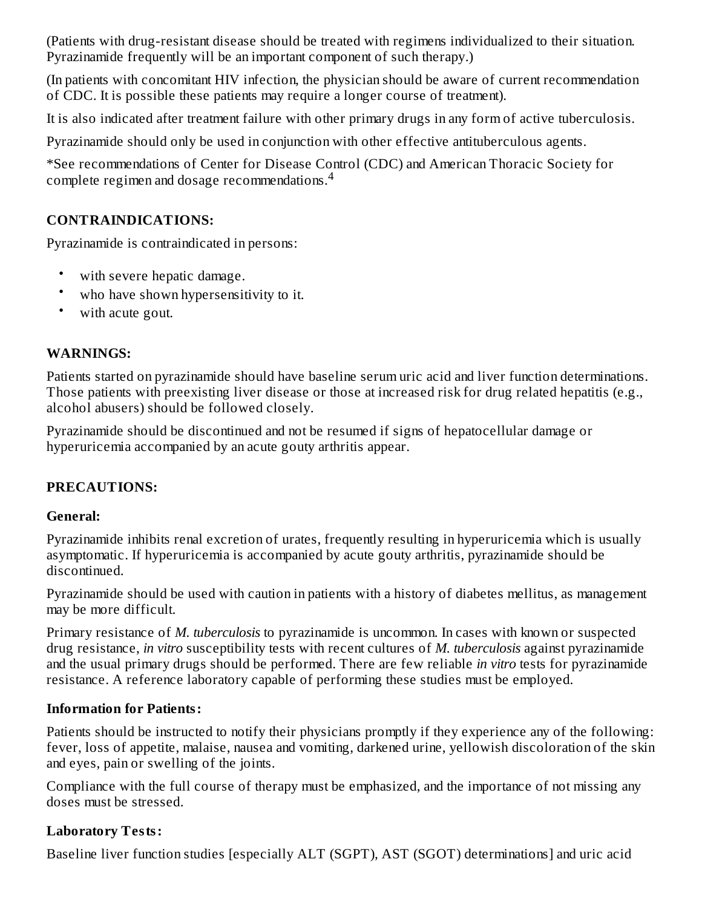(Patients with drug-resistant disease should be treated with regimens individualized to their situation. Pyrazinamide frequently will be an important component of such therapy.)

(In patients with concomitant HIV infection, the physician should be aware of current recommendation of CDC. It is possible these patients may require a longer course of treatment).

It is also indicated after treatment failure with other primary drugs in any form of active tuberculosis.

Pyrazinamide should only be used in conjunction with other effective antituberculous agents.

*See recommendations of Center for Disease Control (CDC) and American Thoracic Society for complete regimen and dosage recommendations.[4]

## CONTRAINDICATIONS:

Pyrazinamide is contraindicated in persons:

- with severe hepatic damage.
- who have shown hypersensitivity to it.
- with acute gout.

## WARNINGS:

Patients started on pyrazinamide should have baseline serum uric acid and liver function determinations. Those patients with preexisting liver disease or those at increased risk for drug related hepatitis (e.g., alcohol abusers) should be followed closely.

Pyrazinamide should be discontinued and not be resumed if signs of hepatocellular damage or hyperuricemia accompanied by an acute gouty arthritis appear.

## PRECAUTIONS:

### General:

Pyrazinamide inhibits renal excretion of urates, frequently resulting in hyperuricemia which is usually asymptomatic. If hyperuricemia is accompanied by acute gouty arthritis, pyrazinamide should be discontinued.

Pyrazinamide should be used with caution in patients with a history of diabetes mellitus, as management may be more difficult.

Primary resistance of *M. tuberculosis* to pyrazinamide is uncommon. In cases with known or suspected drug resistance, *in vitro* susceptibility tests with recent cultures of *M. tuberculosis* against pyrazinamide and the usual primary drugs should be performed. There are few reliable *in vitro* tests for pyrazinamide resistance. A reference laboratory capable of performing these studies must be employed.

### Information for Patients:

Patients should be instructed to notify their physicians promptly if they experience any of the following: fever, loss of appetite, malaise, nausea and vomiting, darkened urine, yellowish discoloration of the skin and eyes, pain or swelling of the joints.

Compliance with the full course of therapy must be emphasized, and the importance of not missing any doses must be stressed.

### Laboratory Tests:

Baseline liver function studies [especially ALT (SGPT), AST (SGOT) determinations] and uric acid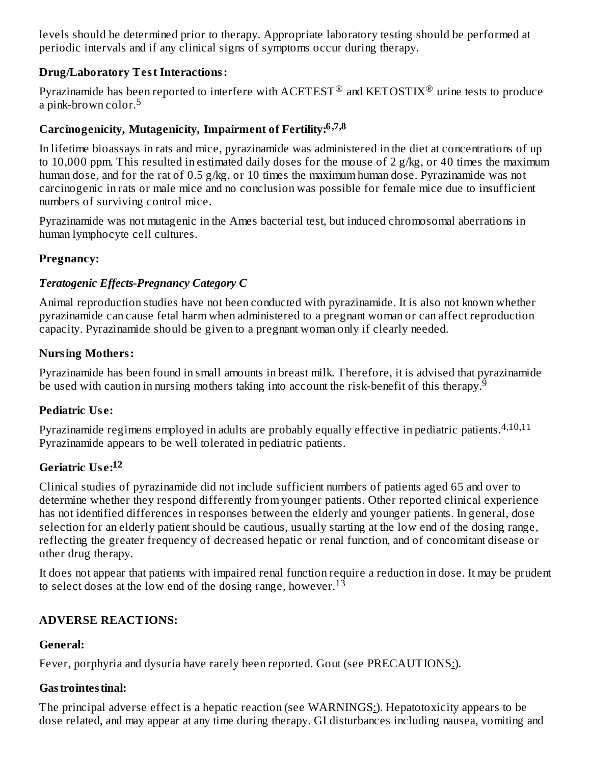levels should be determined prior to therapy. Appropriate laboratory testing should be performed at periodic intervals and if any clinical signs of symptoms occur during therapy.

### Drug/Laboratory Test Interactions:

Pyrazinamide has been reported to interfere with ACETEST® and KETOSTIX® urine tests to produce a pink-brown color.[5]

### Carcinogenicity, Mutagenicity, Impairment of Fertility:[6,7,8]

In lifetime bioassays in rats and mice, pyrazinamide was administered in the diet at concentrations of up to 10,000 ppm. This resulted in estimated daily doses for the mouse of 2 g/kg, or 40 times the maximum human dose, and for the rat of 0.5 g/kg, or 10 times the maximum human dose. Pyrazinamide was not carcinogenic in rats or male mice and no conclusion was possible for female mice due to insufficient numbers of surviving control mice.

Pyrazinamide was not mutagenic in the Ames bacterial test, but induced chromosomal aberrations in human lymphocyte cell cultures.

### Pregnancy:

#### *Teratogenic Effects-Pregnancy Category C*

Animal reproduction studies have not been conducted with pyrazinamide. It is also not known whether pyrazinamide can cause fetal harm when administered to a pregnant woman or can affect reproduction capacity. Pyrazinamide should be given to a pregnant woman only if clearly needed.

### Nursing Mothers:

Pyrazinamide has been found in small amounts in breast milk. Therefore, it is advised that pyrazinamide be used with caution in nursing mothers taking into account the risk-benefit of this therapy.[9]

### Pediatric Use:

Pyrazinamide regimens employed in adults are probably equally effective in pediatric patients.[4,10,11] Pyrazinamide appears to be well tolerated in pediatric patients.

### Geriatric Use:[12]

Clinical studies of pyrazinamide did not include sufficient numbers of patients aged 65 and over to determine whether they respond differently from younger patients. Other reported clinical experience has not identified differences in responses between the elderly and younger patients. In general, dose selection for an elderly patient should be cautious, usually starting at the low end of the dosing range, reflecting the greater frequency of decreased hepatic or renal function, and of concomitant disease or other drug therapy.

It does not appear that patients with impaired renal function require a reduction in dose. It may be prudent to select doses at the low end of the dosing range, however.[13]

## ADVERSE REACTIONS:

### General:

Fever, porphyria and dysuria have rarely been reported. Gout (see PRECAUTIONS:).

### Gastrointestinal:

The principal adverse effect is a hepatic reaction (see WARNINGS:). Hepatotoxicity appears to be dose related, and may appear at any time during therapy. GI disturbances including nausea, vomiting and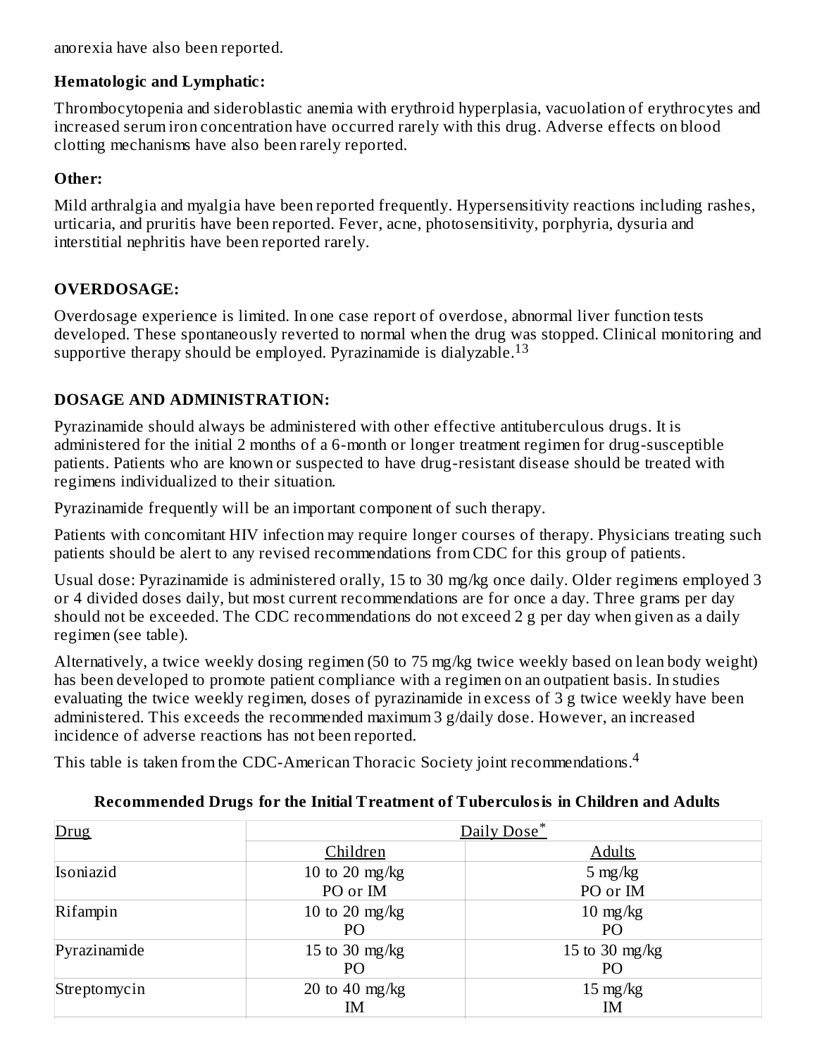anorexia have also been reported.

**Hematologic and Lymphatic:**

Thrombocytopenia and sideroblastic anemia with erythroid hyperplasia, vacuolation of erythrocytes and increased serum iron concentration have occurred rarely with this drug. Adverse effects on blood clotting mechanisms have also been rarely reported.

**Other:**

Mild arthralgia and myalgia have been reported frequently. Hypersensitivity reactions including rashes, urticaria, and pruritis have been reported. Fever, acne, photosensitivity, porphyria, dysuria and interstitial nephritis have been reported rarely.

## OVERDOSAGE:

Overdosage experience is limited. In one case report of overdose, abnormal liver function tests developed. These spontaneously reverted to normal when the drug was stopped. Clinical monitoring and supportive therapy should be employed. Pyrazinamide is dialyzable.[13]

## DOSAGE AND ADMINISTRATION:

Pyrazinamide should always be administered with other effective antituberculous drugs. It is administered for the initial 2 months of a 6-month or longer treatment regimen for drug-susceptible patients. Patients who are known or suspected to have drug-resistant disease should be treated with regimens individualized to their situation.

Pyrazinamide frequently will be an important component of such therapy.

Patients with concomitant HIV infection may require longer courses of therapy. Physicians treating such patients should be alert to any revised recommendations from CDC for this group of patients.

Usual dose: Pyrazinamide is administered orally, 15 to 30 mg/kg once daily. Older regimens employed 3 or 4 divided doses daily, but most current recommendations are for once a day. Three grams per day should not be exceeded. The CDC recommendations do not exceed 2 g per day when given as a daily regimen (see table).

Alternatively, a twice weekly dosing regimen (50 to 75 mg/kg twice weekly based on lean body weight) has been developed to promote patient compliance with a regimen on an outpatient basis. In studies evaluating the twice weekly regimen, doses of pyrazinamide in excess of 3 g twice weekly have been administered. This exceeds the recommended maximum 3 g/daily dose. However, an increased incidence of adverse reactions has not been reported.

This table is taken from the CDC-American Thoracic Society joint recommendations.[4]

**Recommended Drugs for the Initial Treatment of Tuberculosis in Children and Adults**

| Drug | Daily Dose* | |
|---|---|---|
| | Children | Adults |
| Isoniazid | 10 to 20 mg/kg PO or IM | 5 mg/kg PO or IM |
| Rifampin | 10 to 20 mg/kg PO | 10 mg/kg PO |
| Pyrazinamide | 15 to 30 mg/kg PO | 15 to 30 mg/kg PO |
| Streptomycin | 20 to 40 mg/kg IM | 15 mg/kg IM |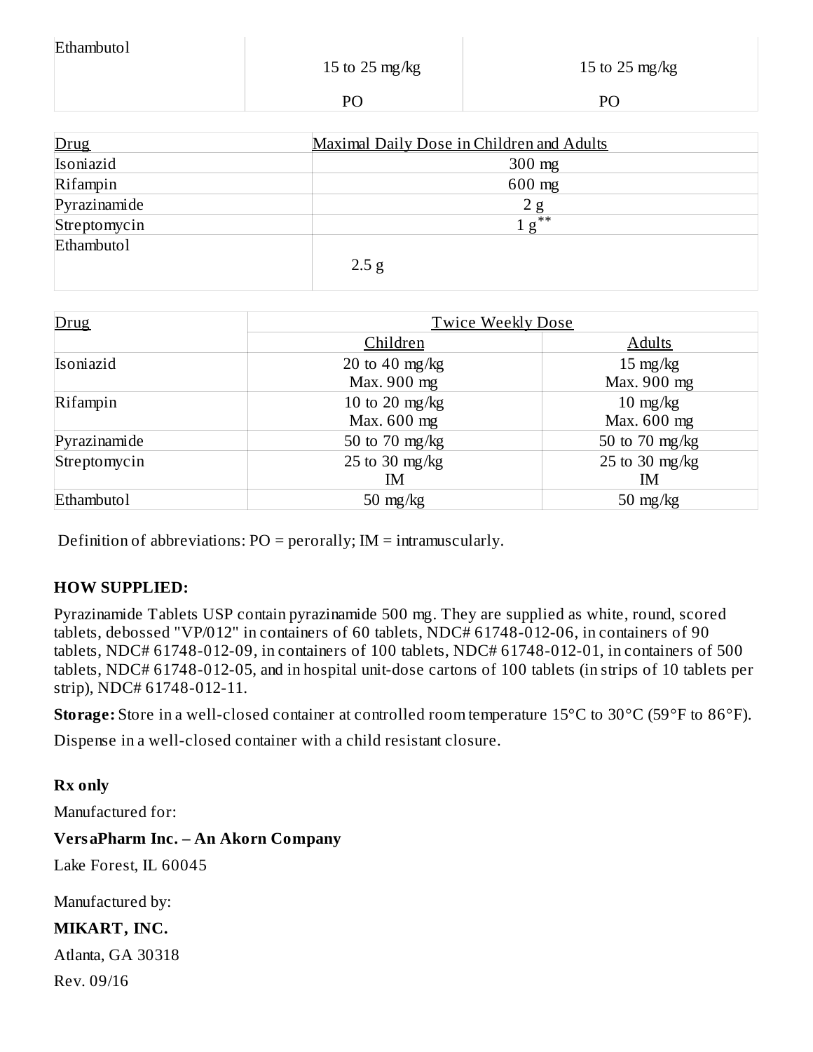| Ethambutol | 15 to 25 mg/kg<br>PO | 15 to 25 mg/kg<br>PO |
|---|---|---|

| Drug | Maximal Daily Dose in Children and Adults |
|---|---|
| Isoniazid | 300 mg |
| Rifampin | 600 mg |
| Pyrazinamide | 2 g |
| Streptomycin | 1 g** |
| Ethambutol | 2.5 g |

| Drug | Twice Weekly Dose | |
|---|---|---|
| | Children | Adults |
| Isoniazid | 20 to 40 mg/kg<br>Max. 900 mg | 15 mg/kg<br>Max. 900 mg |
| Rifampin | 10 to 20 mg/kg<br>Max. 600 mg | 10 mg/kg<br>Max. 600 mg |
| Pyrazinamide | 50 to 70 mg/kg | 50 to 70 mg/kg |
| Streptomycin | 25 to 30 mg/kg<br>IM | 25 to 30 mg/kg<br>IM |
| Ethambutol | 50 mg/kg | 50 mg/kg |

Definition of abbreviations: PO = perorally; IM = intramuscularly.

## HOW SUPPLIED:

Pyrazinamide Tablets USP contain pyrazinamide 500 mg. They are supplied as white, round, scored tablets, debossed "VP/012" in containers of 60 tablets, NDC# 61748-012-06, in containers of 90 tablets, NDC# 61748-012-09, in containers of 100 tablets, NDC# 61748-012-01, in containers of 500 tablets, NDC# 61748-012-05, and in hospital unit-dose cartons of 100 tablets (in strips of 10 tablets per strip), NDC# 61748-012-11.

**Storage:** Store in a well-closed container at controlled room temperature 15°C to 30°C (59°F to 86°F).

Dispense in a well-closed container with a child resistant closure.

**Rx only**

Manufactured for:

**VersaPharm Inc. – An Akorn Company**

Lake Forest, IL 60045

Manufactured by:

**MIKART, INC.**

Atlanta, GA 30318

Rev. 09/16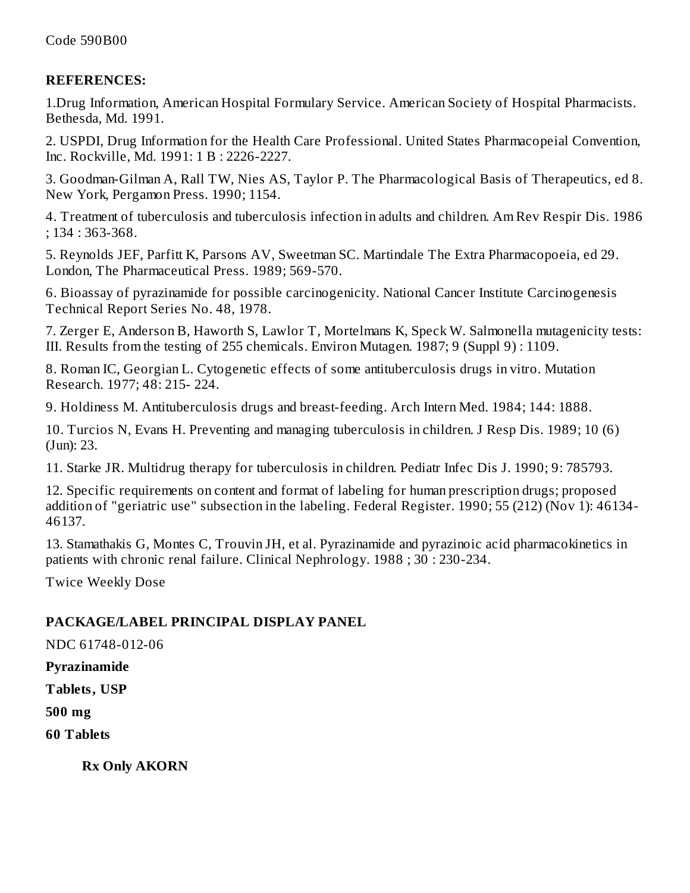Code 590B00

**REFERENCES:**

1.Drug Information, American Hospital Formulary Service. American Society of Hospital Pharmacists. Bethesda, Md. 1991.

2. USPDI, Drug Information for the Health Care Professional. United States Pharmacopeial Convention, Inc. Rockville, Md. 1991: 1 B : 2226-2227.

3. Goodman-Gilman A, Rall TW, Nies AS, Taylor P. The Pharmacological Basis of Therapeutics, ed 8. New York, Pergamon Press. 1990; 1154.

4. Treatment of tuberculosis and tuberculosis infection in adults and children. Am Rev Respir Dis. 1986 ; 134 : 363-368.

5. Reynolds JEF, Parfitt K, Parsons AV, Sweetman SC. Martindale The Extra Pharmacopoeia, ed 29. London, The Pharmaceutical Press. 1989; 569-570.

6. Bioassay of pyrazinamide for possible carcinogenicity. National Cancer Institute Carcinogenesis Technical Report Series No. 48, 1978.

7. Zerger E, Anderson B, Haworth S, Lawlor T, Mortelmans K, Speck W. Salmonella mutagenicity tests: III. Results from the testing of 255 chemicals. Environ Mutagen. 1987; 9 (Suppl 9) : 1109.

8. Roman IC, Georgian L. Cytogenetic effects of some antituberculosis drugs in vitro. Mutation Research. 1977; 48: 215- 224.

9. Holdiness M. Antituberculosis drugs and breast-feeding. Arch Intern Med. 1984; 144: 1888.

10. Turcios N, Evans H. Preventing and managing tuberculosis in children. J Resp Dis. 1989; 10 (6) (Jun): 23.

11. Starke JR. Multidrug therapy for tuberculosis in children. Pediatr Infec Dis J. 1990; 9: 785793.

12. Specific requirements on content and format of labeling for human prescription drugs; proposed addition of "geriatric use" subsection in the labeling. Federal Register. 1990; 55 (212) (Nov 1): 46134-46137.

13. Stamathakis G, Montes C, Trouvin JH, et al. Pyrazinamide and pyrazinoic acid pharmacokinetics in patients with chronic renal failure. Clinical Nephrology. 1988 ; 30 : 230-234.

Twice Weekly Dose

**PACKAGE/LABEL PRINCIPAL DISPLAY PANEL**

NDC 61748-012-06

**Pyrazinamide**

**Tablets, USP**

**500 mg**

**60 Tablets**

**Rx Only AKORN**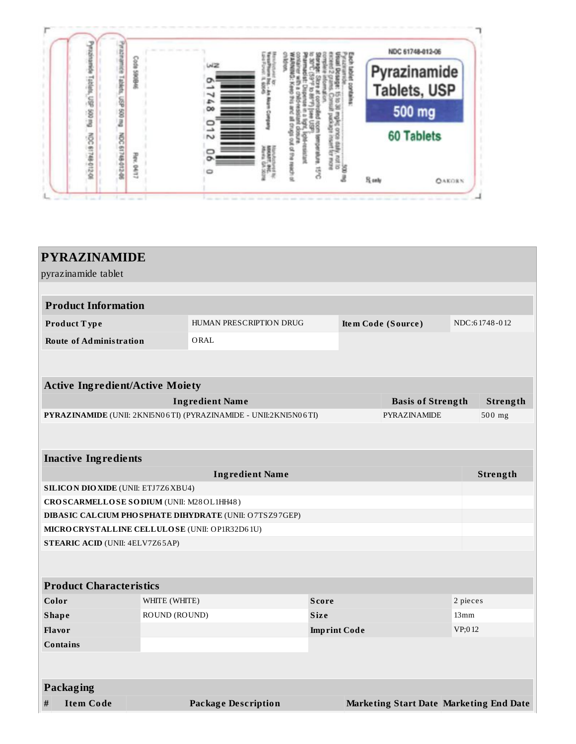NDC 61748-012-06

**Pyrazinamide Tablets, USP**

**500 mg**

**60 Tablets**

℞ only

AKORN

Each tablet contains: Pyrazinamide 500 mg

**Usual Dosage:** 15 to 30 mg/kg once daily, not to exceed 2 grams. Consult package insert for more complete information.

**Storage:** Store at controlled room temperature, 15°C to 30°C (59°F to 86°F) [see USP].

**Pharmacist:** Dispense in a tight, light-resistant container with a child-resistant closure.

**WARNING:** Keep this and all drugs out of the reach of children.

Manufactured for: VersaPharm Inc. - An Akorn Company, Lake Forest, IL 60045

Manufactured by: MIKART, INC. Atlanta, GA 30318

N 3 61748 012 06 0

Code 590846

Rev. 04/17

Pyrazinamide Tablets, USP 500 mg NDC 61748-012-06

Pyrazinamide Tablets, USP 500 mg NDC 61748-012-06

# PYRAZINAMIDE

pyrazinamide tablet

| **Product Information** | | | |
|---|---|---|---|
| **Product Type** | HUMAN PRESCRIPTION DRUG | **Item Code (Source)** | NDC:61748-012 |
| **Route of Administration** | ORAL | | |

| **Active Ingredient/Active Moiety** | | |
|---|---|---|
| **Ingredient Name** | **Basis of Strength** | **Strength** |
| **PYRAZINAMIDE** (UNII: 2KNI5N06TI) (PYRAZINAMIDE - UNII:2KNI5N06TI) | PYRAZINAMIDE | 500 mg |

| **Inactive Ingredients** | |
|---|---|
| **Ingredient Name** | **Strength** |
| **SILICON DIOXIDE** (UNII: ETJ7Z6XBU4) | |
| **CROSCARMELLOSE SODIUM** (UNII: M28OL1HH48) | |
| **DIBASIC CALCIUM PHOSPHATE DIHYDRATE** (UNII: O7TSZ97GEP) | |
| **MICROCRYSTALLINE CELLULOSE** (UNII: OP1R32D61U) | |
| **STEARIC ACID** (UNII: 4ELV7Z65AP) | |

| **Product Characteristics** | | | |
|---|---|---|---|
| **Color** | WHITE (WHITE) | **Score** | 2 pieces |
| **Shape** | ROUND (ROUND) | **Size** | 13mm |
| **Flavor** | | **Imprint Code** | VP;012 |
| **Contains** | | | |

| **Packaging** | | | | |
|---|---|---|---|---|
| **#** | **Item Code** | **Package Description** | **Marketing Start Date** | **Marketing End Date** |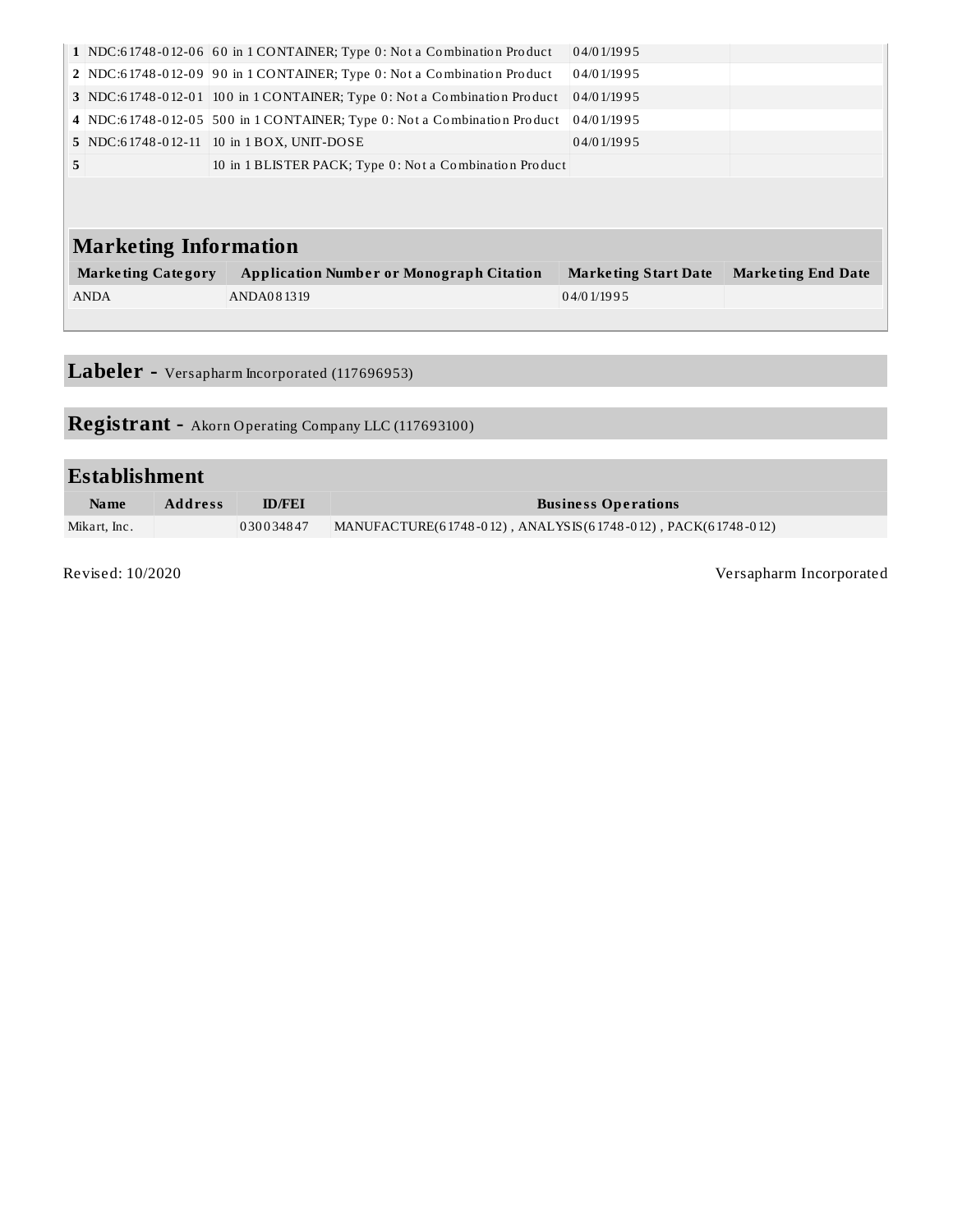| | | | | |
|---|---|---|---|---|
| 1 | NDC:61748-012-06 | 60 in 1 CONTAINER; Type 0: Not a Combination Product | 04/01/1995 | |
| 2 | NDC:61748-012-09 | 90 in 1 CONTAINER; Type 0: Not a Combination Product | 04/01/1995 | |
| 3 | NDC:61748-012-01 | 100 in 1 CONTAINER; Type 0: Not a Combination Product | 04/01/1995 | |
| 4 | NDC:61748-012-05 | 500 in 1 CONTAINER; Type 0: Not a Combination Product | 04/01/1995 | |
| 5 | NDC:61748-012-11 | 10 in 1 BOX, UNIT-DOSE | 04/01/1995 | |
| 5 | | 10 in 1 BLISTER PACK; Type 0: Not a Combination Product | | |

## Marketing Information

| Marketing Category | Application Number or Monograph Citation | Marketing Start Date | Marketing End Date |
|---|---|---|---|
| ANDA | ANDA081319 | 04/01/1995 | |

## Labeler - Versapharm Incorporated (117696953)

## Registrant - Akorn Operating Company LLC (117693100)

## Establishment

| Name | Address | ID/FEI | Business Operations |
|---|---|---|---|
| Mikart, Inc. | | 030034847 | MANUFACTURE(61748-012) , ANALYSIS(61748-012) , PACK(61748-012) |

Revised: 10/2020

Versapharm Incorporated